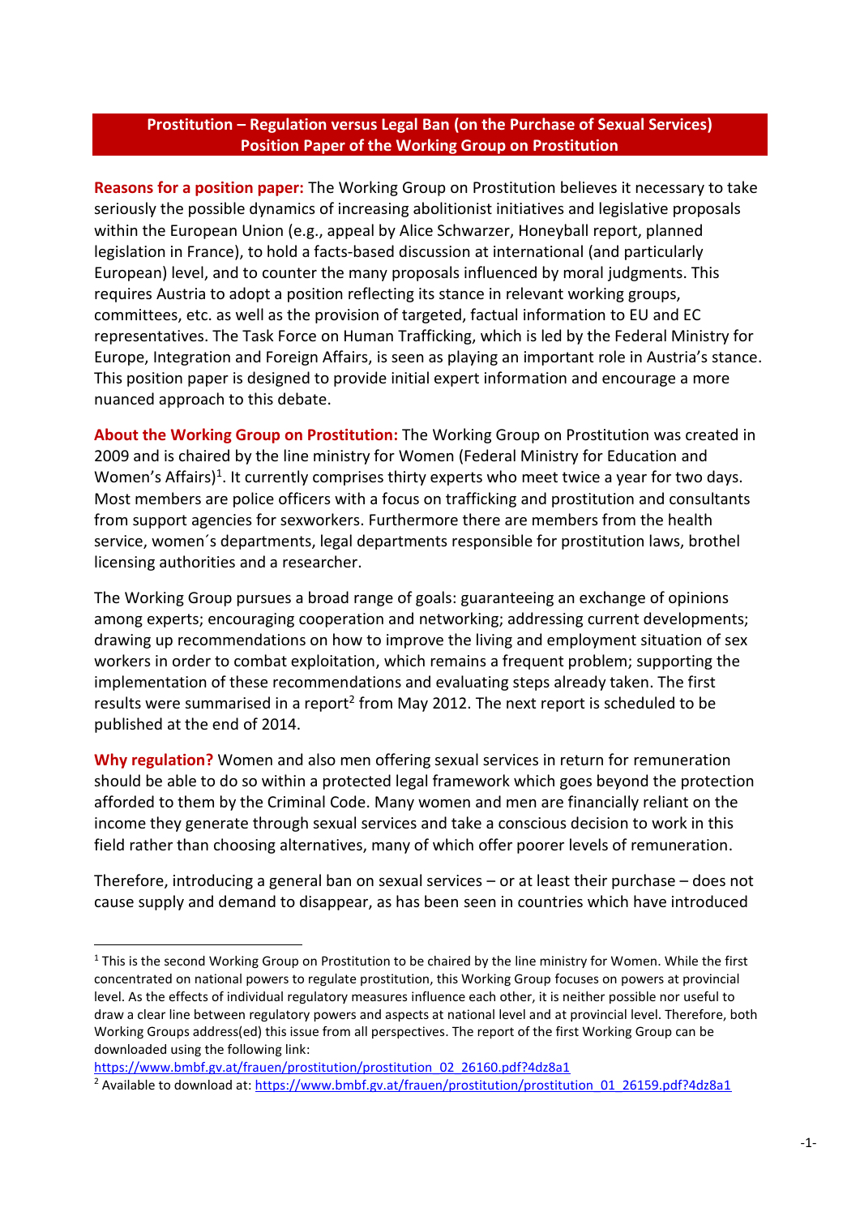# Prostitution – Regulation versus Legal Ban (on the Purchase of Sexual Services)
## Position Paper of the Working Group on Prostitution

**Reasons for a position paper:** The Working Group on Prostitution believes it necessary to take seriously the possible dynamics of increasing abolitionist initiatives and legislative proposals within the European Union (e.g., appeal by Alice Schwarzer, Honeyball report, planned legislation in France), to hold a facts-based discussion at international (and particularly European) level, and to counter the many proposals influenced by moral judgments. This requires Austria to adopt a position reflecting its stance in relevant working groups, committees, etc. as well as the provision of targeted, factual information to EU and EC representatives. The Task Force on Human Trafficking, which is led by the Federal Ministry for Europe, Integration and Foreign Affairs, is seen as playing an important role in Austria's stance. This position paper is designed to provide initial expert information and encourage a more nuanced approach to this debate.

**About the Working Group on Prostitution:** The Working Group on Prostitution was created in 2009 and is chaired by the line ministry for Women (Federal Ministry for Education and Women's Affairs)[1]. It currently comprises thirty experts who meet twice a year for two days. Most members are police officers with a focus on trafficking and prostitution and consultants from support agencies for sexworkers. Furthermore there are members from the health service, women´s departments, legal departments responsible for prostitution laws, brothel licensing authorities and a researcher.

The Working Group pursues a broad range of goals: guaranteeing an exchange of opinions among experts; encouraging cooperation and networking; addressing current developments; drawing up recommendations on how to improve the living and employment situation of sex workers in order to combat exploitation, which remains a frequent problem; supporting the implementation of these recommendations and evaluating steps already taken. The first results were summarised in a report[2] from May 2012. The next report is scheduled to be published at the end of 2014.

**Why regulation?** Women and also men offering sexual services in return for remuneration should be able to do so within a protected legal framework which goes beyond the protection afforded to them by the Criminal Code. Many women and men are financially reliant on the income they generate through sexual services and take a conscious decision to work in this field rather than choosing alternatives, many of which offer poorer levels of remuneration.

Therefore, introducing a general ban on sexual services – or at least their purchase – does not cause supply and demand to disappear, as has been seen in countries which have introduced

---

[1] This is the second Working Group on Prostitution to be chaired by the line ministry for Women. While the first concentrated on national powers to regulate prostitution, this Working Group focuses on powers at provincial level. As the effects of individual regulatory measures influence each other, it is neither possible nor useful to draw a clear line between regulatory powers and aspects at national level and at provincial level. Therefore, both Working Groups address(ed) this issue from all perspectives. The report of the first Working Group can be downloaded using the following link: https://www.bmbf.gv.at/frauen/prostitution/prostitution_02_26160.pdf?4dz8a1

[2] Available to download at: https://www.bmbf.gv.at/frauen/prostitution/prostitution_01_26159.pdf?4dz8a1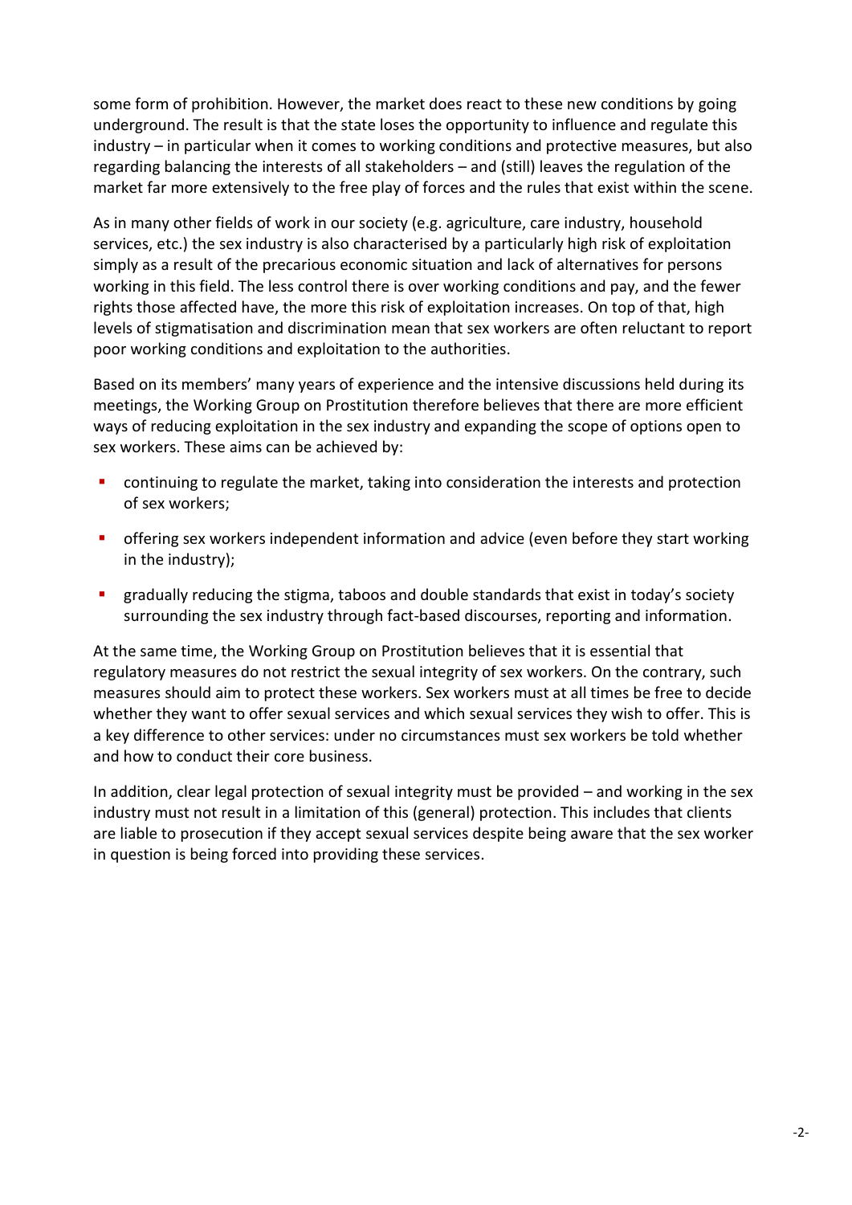some form of prohibition. However, the market does react to these new conditions by going underground. The result is that the state loses the opportunity to influence and regulate this industry – in particular when it comes to working conditions and protective measures, but also regarding balancing the interests of all stakeholders – and (still) leaves the regulation of the market far more extensively to the free play of forces and the rules that exist within the scene.

As in many other fields of work in our society (e.g. agriculture, care industry, household services, etc.) the sex industry is also characterised by a particularly high risk of exploitation simply as a result of the precarious economic situation and lack of alternatives for persons working in this field. The less control there is over working conditions and pay, and the fewer rights those affected have, the more this risk of exploitation increases. On top of that, high levels of stigmatisation and discrimination mean that sex workers are often reluctant to report poor working conditions and exploitation to the authorities.

Based on its members' many years of experience and the intensive discussions held during its meetings, the Working Group on Prostitution therefore believes that there are more efficient ways of reducing exploitation in the sex industry and expanding the scope of options open to sex workers. These aims can be achieved by:

- continuing to regulate the market, taking into consideration the interests and protection of sex workers;
- offering sex workers independent information and advice (even before they start working in the industry);
- gradually reducing the stigma, taboos and double standards that exist in today's society surrounding the sex industry through fact-based discourses, reporting and information.

At the same time, the Working Group on Prostitution believes that it is essential that regulatory measures do not restrict the sexual integrity of sex workers. On the contrary, such measures should aim to protect these workers. Sex workers must at all times be free to decide whether they want to offer sexual services and which sexual services they wish to offer. This is a key difference to other services: under no circumstances must sex workers be told whether and how to conduct their core business.

In addition, clear legal protection of sexual integrity must be provided – and working in the sex industry must not result in a limitation of this (general) protection. This includes that clients are liable to prosecution if they accept sexual services despite being aware that the sex worker in question is being forced into providing these services.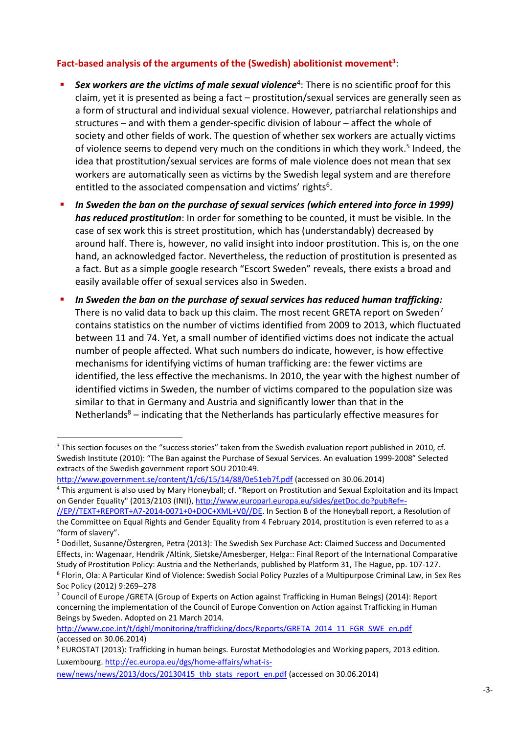**Fact-based analysis of the arguments of the (Swedish) abolitionist movement[3]**:

- ***Sex workers are the victims of male sexual violence***[4]: There is no scientific proof for this claim, yet it is presented as being a fact – prostitution/sexual services are generally seen as a form of structural and individual sexual violence. However, patriarchal relationships and structures – and with them a gender-specific division of labour – affect the whole of society and other fields of work. The question of whether sex workers are actually victims of violence seems to depend very much on the conditions in which they work.[5] Indeed, the idea that prostitution/sexual services are forms of male violence does not mean that sex workers are automatically seen as victims by the Swedish legal system and are therefore entitled to the associated compensation and victims' rights[6].
- ***In Sweden the ban on the purchase of sexual services (which entered into force in 1999) has reduced prostitution***: In order for something to be counted, it must be visible. In the case of sex work this is street prostitution, which has (understandably) decreased by around half. There is, however, no valid insight into indoor prostitution. This is, on the one hand, an acknowledged factor. Nevertheless, the reduction of prostitution is presented as a fact. But as a simple google research "Escort Sweden" reveals, there exists a broad and easily available offer of sexual services also in Sweden.
- ***In Sweden the ban on the purchase of sexual services has reduced human trafficking:*** There is no valid data to back up this claim. The most recent GRETA report on Sweden[7] contains statistics on the number of victims identified from 2009 to 2013, which fluctuated between 11 and 74. Yet, a small number of identified victims does not indicate the actual number of people affected. What such numbers do indicate, however, is how effective mechanisms for identifying victims of human trafficking are: the fewer victims are identified, the less effective the mechanisms. In 2010, the year with the highest number of identified victims in Sweden, the number of victims compared to the population size was similar to that in Germany and Austria and significantly lower than that in the Netherlands[8] – indicating that the Netherlands has particularly effective measures for

---

[3] This section focuses on the "success stories" taken from the Swedish evaluation report published in 2010, cf. Swedish Institute (2010): "The Ban against the Purchase of Sexual Services. An evaluation 1999-2008" Selected extracts of the Swedish government report SOU 2010:49. http://www.government.se/content/1/c6/15/14/88/0e51eb7f.pdf (accessed on 30.06.2014)

[4] This argument is also used by Mary Honeyball; cf. "Report on Prostitution and Sexual Exploitation and its Impact on Gender Equality" (2013/2103 (INI)), http://www.europarl.europa.eu/sides/getDoc.do?pubRef=-//EP//TEXT+REPORT+A7-2014-0071+0+DOC+XML+V0//DE. In Section B of the Honeyball report, a Resolution of the Committee on Equal Rights and Gender Equality from 4 February 2014, prostitution is even referred to as a "form of slavery".

[5] Dodillet, Susanne/Östergren, Petra (2013): The Swedish Sex Purchase Act: Claimed Success and Documented Effects, in: Wagenaar, Hendrik /Altink, Sietske/Amesberger, Helga:: Final Report of the International Comparative Study of Prostitution Policy: Austria and the Netherlands, published by Platform 31, The Hague, pp. 107-127.

[6] Florin, Ola: A Particular Kind of Violence: Swedish Social Policy Puzzles of a Multipurpose Criminal Law, in Sex Res Soc Policy (2012) 9:269–278

[7] Council of Europe /GRETA (Group of Experts on Action against Trafficking in Human Beings) (2014): Report concerning the implementation of the Council of Europe Convention on Action against Trafficking in Human Beings by Sweden. Adopted on 21 March 2014. http://www.coe.int/t/dghl/monitoring/trafficking/docs/Reports/GRETA_2014_11_FGR_SWE_en.pdf (accessed on 30.06.2014)

[8] EUROSTAT (2013): Trafficking in human beings. Eurostat Methodologies and Working papers, 2013 edition. Luxembourg. http://ec.europa.eu/dgs/home-affairs/what-is-new/news/news/2013/docs/20130415_thb_stats_report_en.pdf (accessed on 30.06.2014)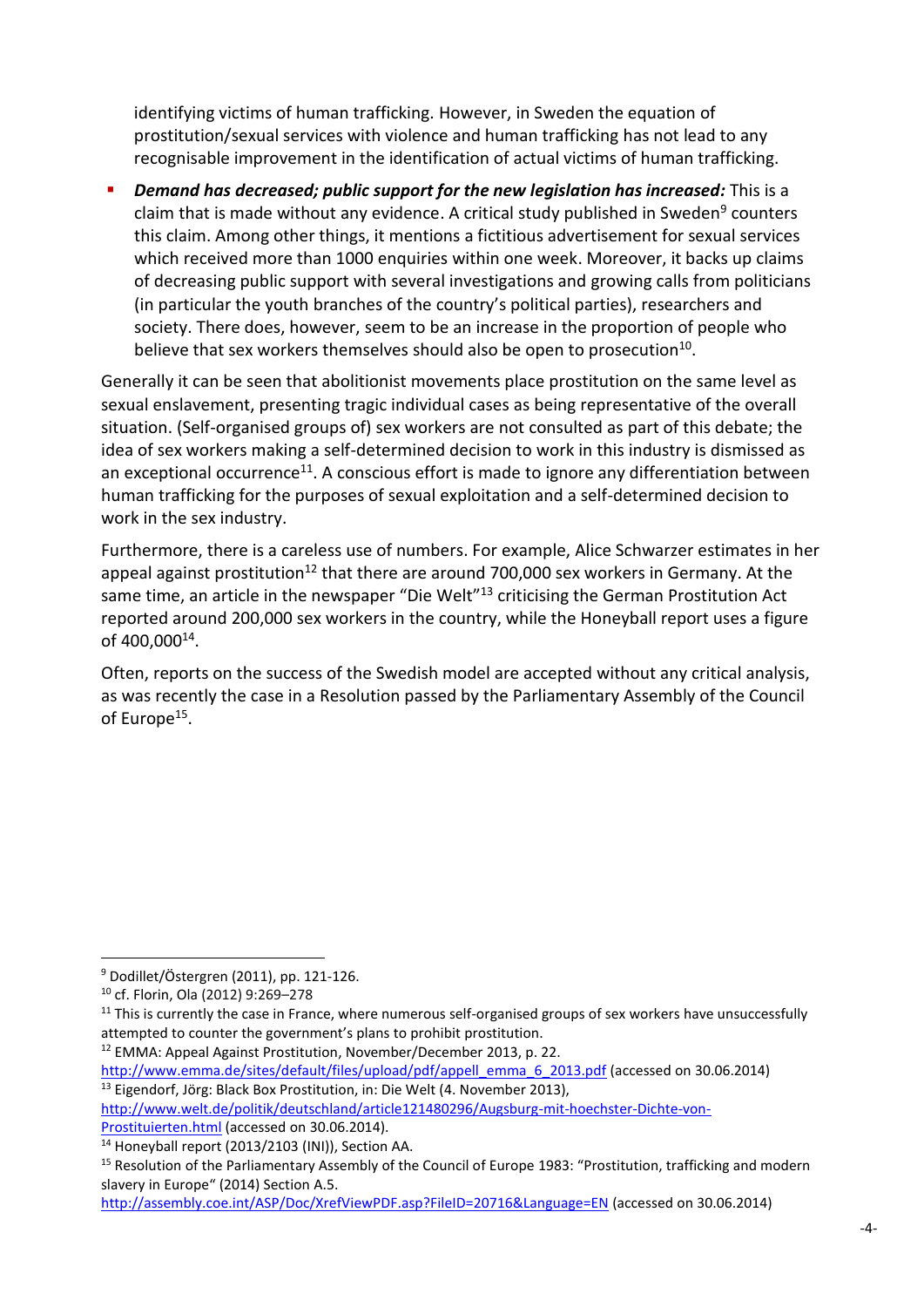identifying victims of human trafficking. However, in Sweden the equation of prostitution/sexual services with violence and human trafficking has not lead to any recognisable improvement in the identification of actual victims of human trafficking.

- ***Demand has decreased; public support for the new legislation has increased:*** This is a claim that is made without any evidence. A critical study published in Sweden[9] counters this claim. Among other things, it mentions a fictitious advertisement for sexual services which received more than 1000 enquiries within one week. Moreover, it backs up claims of decreasing public support with several investigations and growing calls from politicians (in particular the youth branches of the country's political parties), researchers and society. There does, however, seem to be an increase in the proportion of people who believe that sex workers themselves should also be open to prosecution[10].

Generally it can be seen that abolitionist movements place prostitution on the same level as sexual enslavement, presenting tragic individual cases as being representative of the overall situation. (Self-organised groups of) sex workers are not consulted as part of this debate; the idea of sex workers making a self-determined decision to work in this industry is dismissed as an exceptional occurrence[11]. A conscious effort is made to ignore any differentiation between human trafficking for the purposes of sexual exploitation and a self-determined decision to work in the sex industry.

Furthermore, there is a careless use of numbers. For example, Alice Schwarzer estimates in her appeal against prostitution[12] that there are around 700,000 sex workers in Germany. At the same time, an article in the newspaper "Die Welt"[13] criticising the German Prostitution Act reported around 200,000 sex workers in the country, while the Honeyball report uses a figure of 400,000[14].

Often, reports on the success of the Swedish model are accepted without any critical analysis, as was recently the case in a Resolution passed by the Parliamentary Assembly of the Council of Europe[15].

---

[9] Dodillet/Östergren (2011), pp. 121-126.

[10] cf. Florin, Ola (2012) 9:269–278

[11] This is currently the case in France, where numerous self-organised groups of sex workers have unsuccessfully attempted to counter the government's plans to prohibit prostitution.

[12] EMMA: Appeal Against Prostitution, November/December 2013, p. 22. http://www.emma.de/sites/default/files/upload/pdf/appell_emma_6_2013.pdf (accessed on 30.06.2014)

[13] Eigendorf, Jörg: Black Box Prostitution, in: Die Welt (4. November 2013), http://www.welt.de/politik/deutschland/article121480296/Augsburg-mit-hoechster-Dichte-von-Prostituierten.html (accessed on 30.06.2014).

[14] Honeyball report (2013/2103 (INI)), Section AA.

[15] Resolution of the Parliamentary Assembly of the Council of Europe 1983: "Prostitution, trafficking and modern slavery in Europe" (2014) Section A.5. http://assembly.coe.int/ASP/Doc/XrefViewPDF.asp?FileID=20716&Language=EN (accessed on 30.06.2014)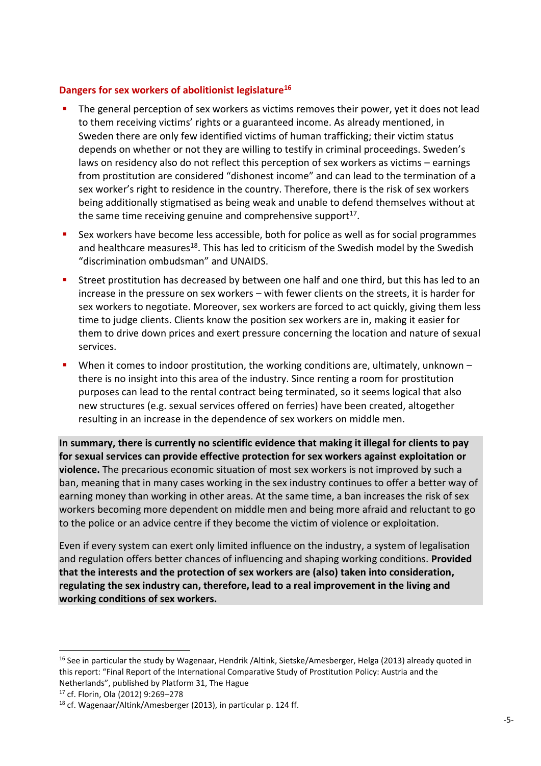## Dangers for sex workers of abolitionist legislature[16]

- The general perception of sex workers as victims removes their power, yet it does not lead to them receiving victims' rights or a guaranteed income. As already mentioned, in Sweden there are only few identified victims of human trafficking; their victim status depends on whether or not they are willing to testify in criminal proceedings. Sweden's laws on residency also do not reflect this perception of sex workers as victims – earnings from prostitution are considered "dishonest income" and can lead to the termination of a sex worker's right to residence in the country. Therefore, there is the risk of sex workers being additionally stigmatised as being weak and unable to defend themselves without at the same time receiving genuine and comprehensive support[17].
- Sex workers have become less accessible, both for police as well as for social programmes and healthcare measures[18]. This has led to criticism of the Swedish model by the Swedish "discrimination ombudsman" and UNAIDS.
- Street prostitution has decreased by between one half and one third, but this has led to an increase in the pressure on sex workers – with fewer clients on the streets, it is harder for sex workers to negotiate. Moreover, sex workers are forced to act quickly, giving them less time to judge clients. Clients know the position sex workers are in, making it easier for them to drive down prices and exert pressure concerning the location and nature of sexual services.
- When it comes to indoor prostitution, the working conditions are, ultimately, unknown – there is no insight into this area of the industry. Since renting a room for prostitution purposes can lead to the rental contract being terminated, so it seems logical that also new structures (e.g. sexual services offered on ferries) have been created, altogether resulting in an increase in the dependence of sex workers on middle men.

**In summary, there is currently no scientific evidence that making it illegal for clients to pay for sexual services can provide effective protection for sex workers against exploitation or violence.** The precarious economic situation of most sex workers is not improved by such a ban, meaning that in many cases working in the sex industry continues to offer a better way of earning money than working in other areas. At the same time, a ban increases the risk of sex workers becoming more dependent on middle men and being more afraid and reluctant to go to the police or an advice centre if they become the victim of violence or exploitation.

Even if every system can exert only limited influence on the industry, a system of legalisation and regulation offers better chances of influencing and shaping working conditions. **Provided that the interests and the protection of sex workers are (also) taken into consideration, regulating the sex industry can, therefore, lead to a real improvement in the living and working conditions of sex workers.**

---

[16] See in particular the study by Wagenaar, Hendrik /Altink, Sietske/Amesberger, Helga (2013) already quoted in this report: "Final Report of the International Comparative Study of Prostitution Policy: Austria and the Netherlands", published by Platform 31, The Hague

[17] cf. Florin, Ola (2012) 9:269–278

[18] cf. Wagenaar/Altink/Amesberger (2013), in particular p. 124 ff.